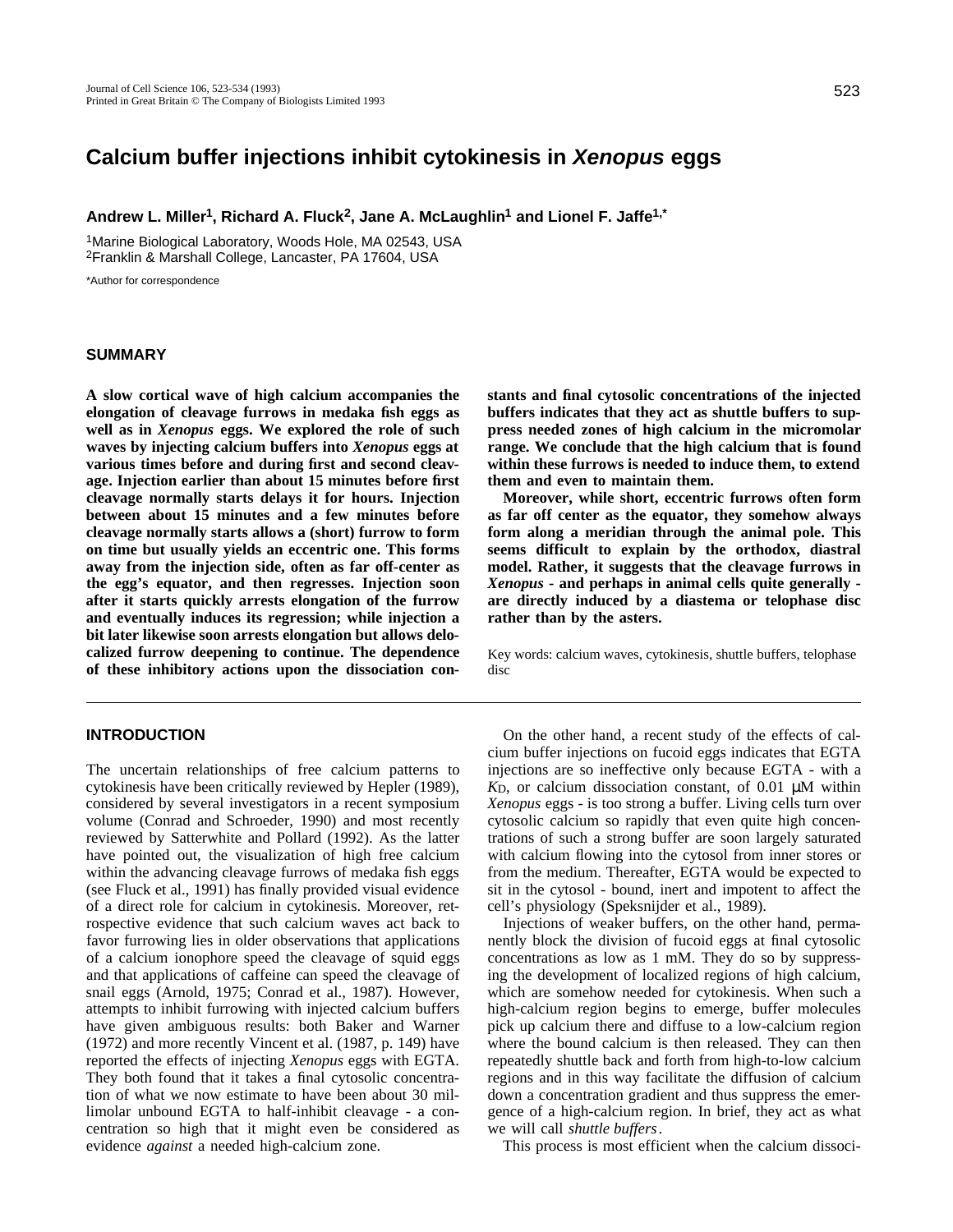# Calcium buffer injections inhibit cytokinesis in *Xenopus* eggs

**Andrew L. Miller[1], Richard A. Fluck[2], Jane A. McLaughlin[1] and Lionel F. Jaffe[1,*]**

[1]Marine Biological Laboratory, Woods Hole, MA 02543, USA
[2]Franklin & Marshall College, Lancaster, PA 17604, USA

*Author for correspondence

## SUMMARY

**A slow cortical wave of high calcium accompanies the elongation of cleavage furrows in medaka fish eggs as well as in *Xenopus* eggs. We explored the role of such waves by injecting calcium buffers into *Xenopus* eggs at various times before and during first and second cleavage. Injection earlier than about 15 minutes before first cleavage normally starts delays it for hours. Injection between about 15 minutes and a few minutes before cleavage normally starts allows a (short) furrow to form on time but usually yields an eccentric one. This forms away from the injection side, often as far off-center as the egg's equator, and then regresses. Injection soon after it starts quickly arrests elongation of the furrow and eventually induces its regression; while injection a bit later likewise soon arrests elongation but allows delocalized furrow deepening to continue. The dependence of these inhibitory actions upon the dissociation constants and final cytosolic concentrations of the injected buffers indicates that they act as shuttle buffers to suppress needed zones of high calcium in the micromolar range. We conclude that the high calcium that is found within these furrows is needed to induce them, to extend them and even to maintain them.**

**Moreover, while short, eccentric furrows often form as far off center as the equator, they somehow always form along a meridian through the animal pole. This seems difficult to explain by the orthodox, diastral model. Rather, it suggests that the cleavage furrows in *Xenopus* - and perhaps in animal cells quite generally - are directly induced by a diastema or telophase disc rather than by the asters.**

Key words: calcium waves, cytokinesis, shuttle buffers, telophase disc

## INTRODUCTION

The uncertain relationships of free calcium patterns to cytokinesis have been critically reviewed by Hepler (1989), considered by several investigators in a recent symposium volume (Conrad and Schroeder, 1990) and most recently reviewed by Satterwhite and Pollard (1992). As the latter have pointed out, the visualization of high free calcium within the advancing cleavage furrows of medaka fish eggs (see Fluck et al., 1991) has finally provided visual evidence of a direct role for calcium in cytokinesis. Moreover, retrospective evidence that such calcium waves act back to favor furrowing lies in older observations that applications of a calcium ionophore speed the cleavage of squid eggs and that applications of caffeine can speed the cleavage of snail eggs (Arnold, 1975; Conrad et al., 1987). However, attempts to inhibit furrowing with injected calcium buffers have given ambiguous results: both Baker and Warner (1972) and more recently Vincent et al. (1987, p. 149) have reported the effects of injecting *Xenopus* eggs with EGTA. They both found that it takes a final cytosolic concentration of what we now estimate to have been about 30 millimolar unbound EGTA to half-inhibit cleavage - a concentration so high that it might even be considered as evidence *against* a needed high-calcium zone.

On the other hand, a recent study of the effects of calcium buffer injections on fucoid eggs indicates that EGTA injections are so ineffective only because EGTA - with a $K_D$, or calcium dissociation constant, of 0.01 μM within *Xenopus* eggs - is too strong a buffer. Living cells turn over cytosolic calcium so rapidly that even quite high concentrations of such a strong buffer are soon largely saturated with calcium flowing into the cytosol from inner stores or from the medium. Thereafter, EGTA would be expected to sit in the cytosol - bound, inert and impotent to affect the cell's physiology (Speksnijder et al., 1989).

Injections of weaker buffers, on the other hand, permanently block the division of fucoid eggs at final cytosolic concentrations as low as 1 mM. They do so by suppressing the development of localized regions of high calcium, which are somehow needed for cytokinesis. When such a high-calcium region begins to emerge, buffer molecules pick up calcium there and diffuse to a low-calcium region where the bound calcium is then released. They can then repeatedly shuttle back and forth from high-to-low calcium regions and in this way facilitate the diffusion of calcium down a concentration gradient and thus suppress the emergence of a high-calcium region. In brief, they act as what we will call *shuttle buffers*.

This process is most efficient when the calcium dissoci-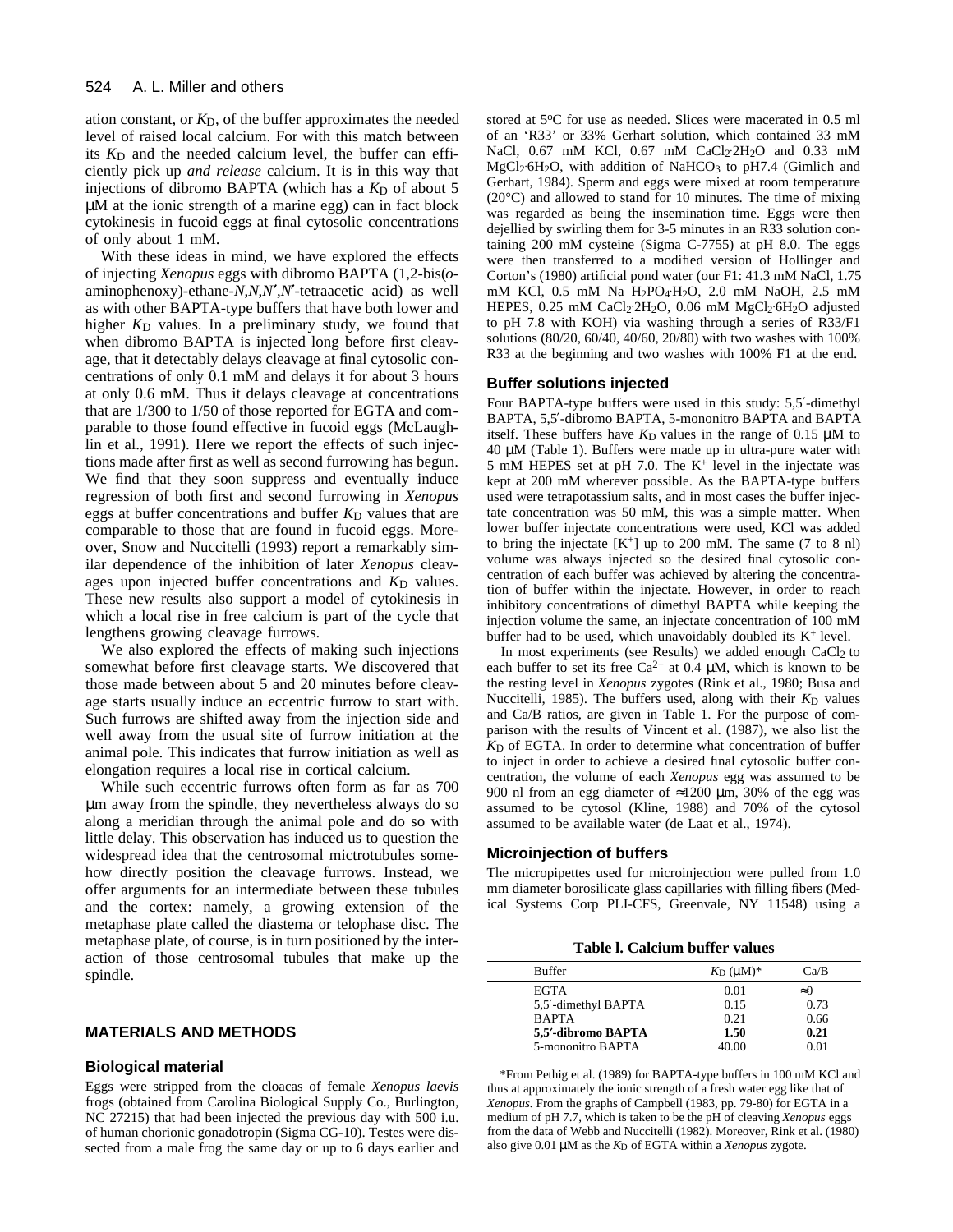ation constant, or $K_D$, of the buffer approximates the needed level of raised local calcium. For with this match between its $K_D$ and the needed calcium level, the buffer can efficiently pick up *and release* calcium. It is in this way that injections of dibromo BAPTA (which has a $K_D$ of about 5 μM at the ionic strength of a marine egg) can in fact block cytokinesis in fucoid eggs at final cytosolic concentrations of only about 1 mM.

With these ideas in mind, we have explored the effects of injecting *Xenopus* eggs with dibromo BAPTA (1,2-bis(*o*-aminophenoxy)-ethane-*N*,*N*,*N*′,*N*′-tetraacetic acid) as well as with other BAPTA-type buffers that have both lower and higher $K_D$ values. In a preliminary study, we found that when dibromo BAPTA is injected long before first cleavage, that it detectably delays cleavage at final cytosolic concentrations of only 0.1 mM and delays it for about 3 hours at only 0.6 mM. Thus it delays cleavage at concentrations that are 1/300 to 1/50 of those reported for EGTA and comparable to those found effective in fucoid eggs (McLaughlin et al., 1991). Here we report the effects of such injections made after first as well as second furrowing has begun. We find that they soon suppress and eventually induce regression of both first and second furrowing in *Xenopus* eggs at buffer concentrations and buffer $K_D$ values that are comparable to those that are found in fucoid eggs. Moreover, Snow and Nuccitelli (1993) report a remarkably similar dependence of the inhibition of later *Xenopus* cleavages upon injected buffer concentrations and $K_D$ values. These new results also support a model of cytokinesis in which a local rise in free calcium is part of the cycle that lengthens growing cleavage furrows.

We also explored the effects of making such injections somewhat before first cleavage starts. We discovered that those made between about 5 and 20 minutes before cleavage starts usually induce an eccentric furrow to start with. Such furrows are shifted away from the injection side and well away from the usual site of furrow initiation at the animal pole. This indicates that furrow initiation as well as elongation requires a local rise in cortical calcium.

While such eccentric furrows often form as far as 700 μm away from the spindle, they nevertheless always do so along a meridian through the animal pole and do so with little delay. This observation has induced us to question the widespread idea that the centrosomal mictrotubules somehow directly position the cleavage furrows. Instead, we offer arguments for an intermediate between these tubules and the cortex: namely, a growing extension of the metaphase plate called the diastema or telophase disc. The metaphase plate, of course, is in turn positioned by the interaction of those centrosomal tubules that make up the spindle.

## MATERIALS AND METHODS

### Biological material

Eggs were stripped from the cloacas of female *Xenopus laevis* frogs (obtained from Carolina Biological Supply Co., Burlington, NC 27215) that had been injected the previous day with 500 i.u. of human chorionic gonadotropin (Sigma CG-10). Testes were dissected from a male frog the same day or up to 6 days earlier and stored at 5ºC for use as needed. Slices were macerated in 0.5 ml of an 'R33' or 33% Gerhart solution, which contained 33 mM NaCl, 0.67 mM KCl, 0.67 mM $CaCl_2 \cdot 2H_2O$ and 0.33 mM $MgCl_2 \cdot 6H_2O$, with addition of $NaHCO_3$ to pH7.4 (Gimlich and Gerhart, 1984). Sperm and eggs were mixed at room temperature (20°C) and allowed to stand for 10 minutes. The time of mixing was regarded as being the insemination time. Eggs were then dejellied by swirling them for 3-5 minutes in an R33 solution containing 200 mM cysteine (Sigma C-7755) at pH 8.0. The eggs were then transferred to a modified version of Hollinger and Corton's (1980) artificial pond water (our F1: 41.3 mM NaCl, 1.75 mM KCl, 0.5 mM Na $H_2PO_4 \cdot H_2O$, 2.0 mM NaOH, 2.5 mM HEPES, 0.25 mM $CaCl_2 \cdot 2H_2O$, 0.06 mM $MgCl_2 \cdot 6H_2O$ adjusted to pH 7.8 with KOH) via washing through a series of R33/F1 solutions (80/20, 60/40, 40/60, 20/80) with two washes with 100% R33 at the beginning and two washes with 100% F1 at the end.

### Buffer solutions injected

Four BAPTA-type buffers were used in this study: 5,5′-dimethyl BAPTA, 5,5′-dibromo BAPTA, 5-mononitro BAPTA and BAPTA itself. These buffers have $K_D$ values in the range of 0.15 μM to 40 μM (Table 1). Buffers were made up in ultra-pure water with 5 mM HEPES set at pH 7.0. The $K^+$ level in the injectate was kept at 200 mM wherever possible. As the BAPTA-type buffers used were tetrapotassium salts, and in most cases the buffer injectate concentration was 50 mM, this was a simple matter. When lower buffer injectate concentrations were used, KCl was added to bring the injectate $[K^+]$ up to 200 mM. The same (7 to 8 nl) volume was always injected so the desired final cytosolic concentration of each buffer was achieved by altering the concentration of buffer within the injectate. However, in order to reach inhibitory concentrations of dimethyl BAPTA while keeping the injection volume the same, an injectate concentration of 100 mM buffer had to be used, which unavoidably doubled its $K^+$ level.

In most experiments (see Results) we added enough $CaCl_2$ to each buffer to set its free $Ca^{2+}$ at 0.4 μM, which is known to be the resting level in *Xenopus* zygotes (Rink et al., 1980; Busa and Nuccitelli, 1985). The buffers used, along with their $K_D$ values and Ca/B ratios, are given in Table 1. For the purpose of comparison with the results of Vincent et al. (1987), we also list the $K_D$ of EGTA. In order to determine what concentration of buffer to inject in order to achieve a desired final cytosolic buffer concentration, the volume of each *Xenopus* egg was assumed to be 900 nl from an egg diameter of ≈1200 μm, 30% of the egg was assumed to be cytosol (Kline, 1988) and 70% of the cytosol assumed to be available water (de Laat et al., 1974).

### Microinjection of buffers

The micropipettes used for microinjection were pulled from 1.0 mm diameter borosilicate glass capillaries with filling fibers (Medical Systems Corp PLI-CFS, Greenvale, NY 11548) using a

**Table l. Calcium buffer values**

| Buffer | $K_D$ (μM)* | Ca/B |
|---|---|---|
| EGTA | 0.01 | ≈0 |
| 5,5′-dimethyl BAPTA | 0.15 | 0.73 |
| BAPTA | 0.21 | 0.66 |
| **5,5′-dibromo BAPTA** | **1.50** | **0.21** |
| 5-mononitro BAPTA | 40.00 | 0.01 |

*From Pethig et al. (1989) for BAPTA-type buffers in 100 mM KCl and thus at approximately the ionic strength of a fresh water egg like that of *Xenopus.* From the graphs of Campbell (1983, pp. 79-80) for EGTA in a medium of pH 7.7, which is taken to be the pH of cleaving *Xenopus* eggs from the data of Webb and Nuccitelli (1982). Moreover, Rink et al. (1980) also give 0.01 μM as the $K_D$ of EGTA within a *Xenopus* zygote.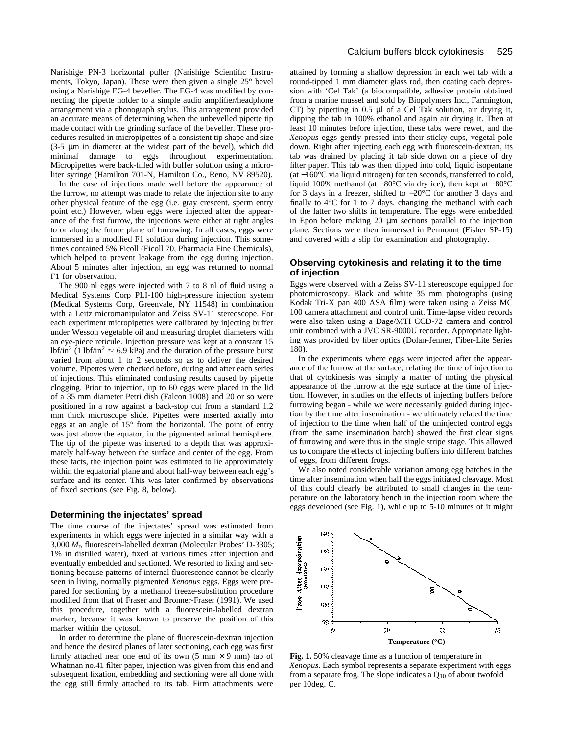Narishige PN-3 horizontal puller (Narishige Scientific Instruments, Tokyo, Japan). These were then given a single 25° bevel using a Narishige EG-4 beveller. The EG-4 was modified by connecting the pipette holder to a simple audio amplifier/headphone arrangement via a phonograph stylus. This arrangement provided an accurate means of determining when the unbevelled pipette tip made contact with the grinding surface of the beveller. These procedures resulted in micropipettes of a consistent tip shape and size (3-5 μm in diameter at the widest part of the bevel), which did minimal damage to eggs throughout experimentation. Micropipettes were back-filled with buffer solution using a microliter syringe (Hamilton 701-N, Hamilton Co., Reno, NV 89520).

In the case of injections made well before the appearance of the furrow, no attempt was made to relate the injection site to any other physical feature of the egg (i.e. gray crescent, sperm entry point etc.) However, when eggs were injected after the appearance of the first furrow, the injections were either at right angles to or along the future plane of furrowing. In all cases, eggs were immersed in a modified F1 solution during injection. This sometimes contained 5% Ficoll (Ficoll 70, Pharmacia Fine Chemicals), which helped to prevent leakage from the egg during injection. About 5 minutes after injection, an egg was returned to normal F1 for observation.

The 900 nl eggs were injected with 7 to 8 nl of fluid using a Medical Systems Corp PLI-100 high-pressure injection system (Medical Systems Corp, Greenvale, NY 11548) in combination with a Leitz micromanipulator and Zeiss SV-11 stereoscope. For each experiment micropipettes were calibrated by injecting buffer under Wesson vegetable oil and measuring droplet diameters with an eye-piece reticule. Injection pressure was kept at a constant 15 lbf/in$^2$ (1 lbf/in$^2$ ≈ 6.9 kPa) and the duration of the pressure burst varied from about 1 to 2 seconds so as to deliver the desired volume. Pipettes were checked before, during and after each series of injections. This eliminated confusing results caused by pipette clogging. Prior to injection, up to 60 eggs were placed in the lid of a 35 mm diameter Petri dish (Falcon 1008) and 20 or so were positioned in a row against a back-stop cut from a standard 1.2 mm thick microscope slide. Pipettes were inserted axially into eggs at an angle of 15° from the horizontal. The point of entry was just above the equator, in the pigmented animal hemisphere. The tip of the pipette was inserted to a depth that was approximately half-way between the surface and center of the egg. From these facts, the injection point was estimated to lie approximately within the equatorial plane and about half-way between each egg's surface and its center. This was later confirmed by observations of fixed sections (see Fig. 8, below).

### Determining the injectates' spread

The time course of the injectates' spread was estimated from experiments in which eggs were injected in a similar way with a 3,000 $M_r$ fluorescein-labelled dextran (Molecular Probes' D-3305; 1% in distilled water), fixed at various times after injection and eventually embedded and sectioned. We resorted to fixing and sectioning because patterns of internal fluorescence cannot be clearly seen in living, normally pigmented *Xenopus* eggs. Eggs were prepared for sectioning by a methanol freeze-substitution procedure modified from that of Fraser and Bronner-Fraser (1991). We used this procedure, together with a fluorescein-labelled dextran marker, because it was known to preserve the position of this marker within the cytosol.

In order to determine the plane of fluorescein-dextran injection and hence the desired planes of later sectioning, each egg was first firmly attached near one end of its own (5 mm × 9 mm) tab of Whatman no.41 filter paper, injection was given from this end and subsequent fixation, embedding and sectioning were all done with the egg still firmly attached to its tab. Firm attachments were attained by forming a shallow depression in each wet tab with a round-tipped 1 mm diameter glass rod, then coating each depression with 'Cel Tak' (a biocompatible, adhesive protein obtained from a marine mussel and sold by Biopolymers Inc., Farmington, CT) by pipetting in 0.5 μl of a Cel Tak solution, air drying it, dipping the tab in 100% ethanol and again air drying it. Then at least 10 minutes before injection, these tabs were rewet, and the *Xenopus* eggs gently pressed into their sticky cups, vegetal pole down. Right after injecting each egg with fluorescein-dextran, its tab was drained by placing it tab side down on a piece of dry filter paper. This tab was then dipped into cold, liquid isopentane (at −160°C via liquid nitrogen) for ten seconds, transferred to cold, liquid 100% methanol (at −80°C via dry ice), then kept at −80°C for 3 days in a freezer, shifted to −20°C for another 3 days and finally to 4°C for 1 to 7 days, changing the methanol with each of the latter two shifts in temperature. The eggs were embedded in Epon before making 20 μm sections parallel to the injection plane. Sections were then immersed in Permount (Fisher SP-15) and covered with a slip for examination and photography.

### Observing cytokinesis and relating it to the time of injection

Eggs were observed with a Zeiss SV-11 stereoscope equipped for photomicroscopy. Black and white 35 mm photographs (using Kodak Tri-X pan 400 ASA film) were taken using a Zeiss MC 100 camera attachment and control unit. Time-lapse video records were also taken using a Dage/MTI CCD-72 camera and control unit combined with a JVC SR-9000U recorder. Appropriate lighting was provided by fiber optics (Dolan-Jenner, Fiber-Lite Series 180).

In the experiments where eggs were injected after the appearance of the furrow at the surface, relating the time of injection to that of cytokinesis was simply a matter of noting the physical appearance of the furrow at the egg surface at the time of injection. However, in studies on the effects of injecting buffers before furrowing began - while we were necessarily guided during injection by the time after insemination - we ultimately related the time of injection to the time when half of the uninjected control eggs (from the same insemination batch) showed the first clear signs of furrowing and were thus in the single stripe stage. This allowed us to compare the effects of injecting buffers into different batches of eggs, from different frogs.

We also noted considerable variation among egg batches in the time after insemination when half the eggs initiated cleavage. Most of this could clearly be attributed to small changes in the temperature on the laboratory bench in the injection room where the eggs developed (see Fig. 1), while up to 5-10 minutes of it might

**Fig. 1.** 50% cleavage time as a function of temperature in *Xenopus*. Each symbol represents a separate experiment with eggs from a separate frog. The slope indicates a $Q_{10}$ of about twofold per 10deg. C.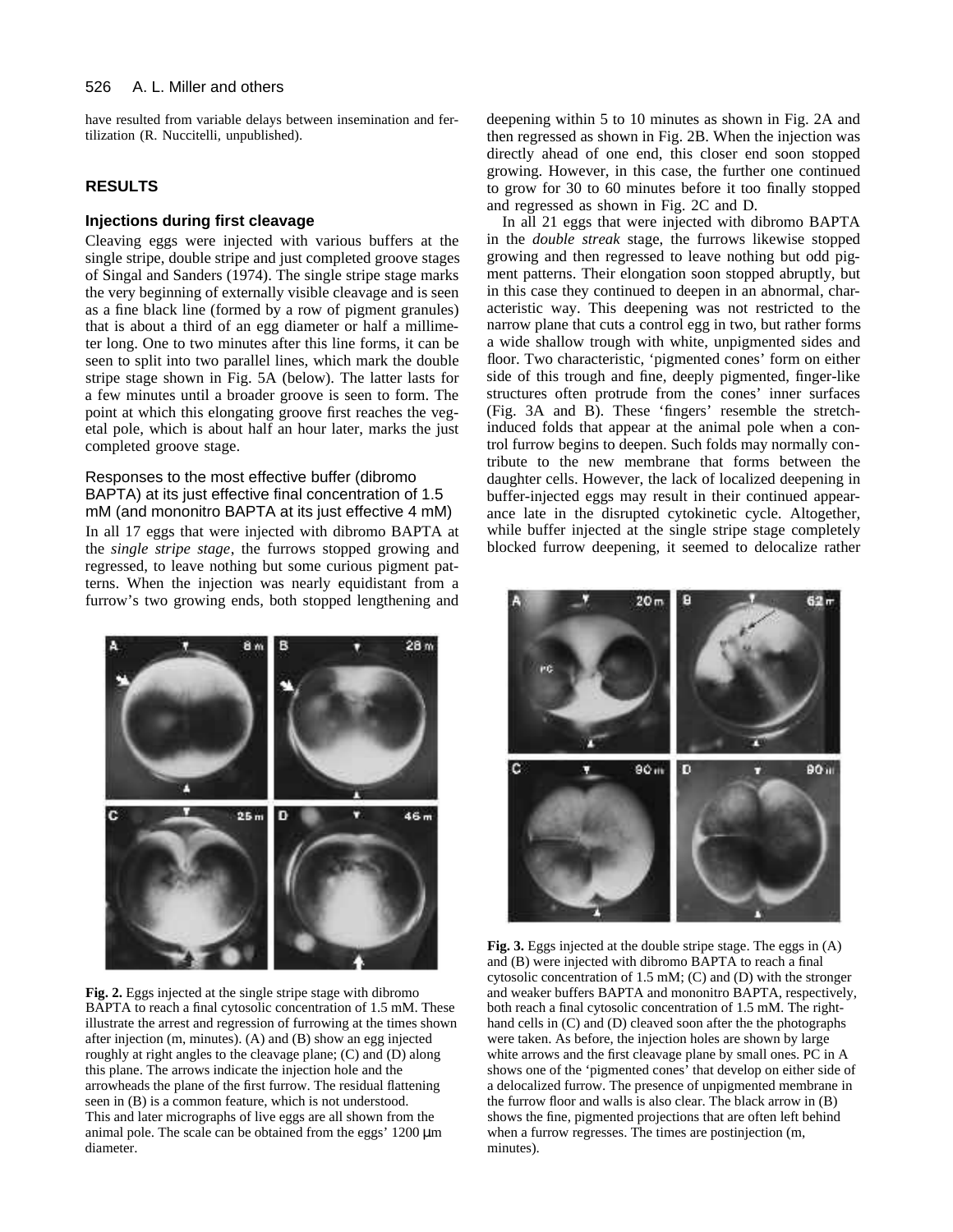have resulted from variable delays between insemination and fertilization (R. Nuccitelli, unpublished).

## RESULTS

### Injections during first cleavage

Cleaving eggs were injected with various buffers at the single stripe, double stripe and just completed groove stages of Singal and Sanders (1974). The single stripe stage marks the very beginning of externally visible cleavage and is seen as a fine black line (formed by a row of pigment granules) that is about a third of an egg diameter or half a millimeter long. One to two minutes after this line forms, it can be seen to split into two parallel lines, which mark the double stripe stage shown in Fig. 5A (below). The latter lasts for a few minutes until a broader groove is seen to form. The point at which this elongating groove first reaches the vegetal pole, which is about half an hour later, marks the just completed groove stage.

#### Responses to the most effective buffer (dibromo BAPTA) at its just effective final concentration of 1.5 mM (and mononitro BAPTA at its just effective 4 mM)

In all 17 eggs that were injected with dibromo BAPTA at the *single stripe stage*, the furrows stopped growing and regressed, to leave nothing but some curious pigment patterns. When the injection was nearly equidistant from a furrow's two growing ends, both stopped lengthening and deepening within 5 to 10 minutes as shown in Fig. 2A and then regressed as shown in Fig. 2B. When the injection was directly ahead of one end, this closer end soon stopped growing. However, in this case, the further one continued to grow for 30 to 60 minutes before it too finally stopped and regressed as shown in Fig. 2C and D.

In all 21 eggs that were injected with dibromo BAPTA in the *double streak* stage, the furrows likewise stopped growing and then regressed to leave nothing but odd pigment patterns. Their elongation soon stopped abruptly, but in this case they continued to deepen in an abnormal, characteristic way. This deepening was not restricted to the narrow plane that cuts a control egg in two, but rather forms a wide shallow trough with white, unpigmented sides and floor. Two characteristic, 'pigmented cones' form on either side of this trough and fine, deeply pigmented, finger-like structures often protrude from the cones' inner surfaces (Fig. 3A and B). These 'fingers' resemble the stretch-induced folds that appear at the animal pole when a control furrow begins to deepen. Such folds may normally contribute to the new membrane that forms between the daughter cells. However, the lack of localized deepening in buffer-injected eggs may result in their continued appearance late in the disrupted cytokinetic cycle. Altogether, while buffer injected at the single stripe stage completely blocked furrow deepening, it seemed to delocalize rather

**Fig. 2.** Eggs injected at the single stripe stage with dibromo BAPTA to reach a final cytosolic concentration of 1.5 mM. These illustrate the arrest and regression of furrowing at the times shown after injection (m, minutes). (A) and (B) show an egg injected roughly at right angles to the cleavage plane; (C) and (D) along this plane. The arrows indicate the injection hole and the arrowheads the plane of the first furrow. The residual flattening seen in (B) is a common feature, which is not understood. This and later micrographs of live eggs are all shown from the animal pole. The scale can be obtained from the eggs' 1200 μm diameter.

**Fig. 3.** Eggs injected at the double stripe stage. The eggs in (A) and (B) were injected with dibromo BAPTA to reach a final cytosolic concentration of 1.5 mM; (C) and (D) with the stronger and weaker buffers BAPTA and mononitro BAPTA, respectively, both reach a final cytosolic concentration of 1.5 mM. The right-hand cells in (C) and (D) cleaved soon after the the photographs were taken. As before, the injection holes are shown by large white arrows and the first cleavage plane by small ones. PC in A shows one of the 'pigmented cones' that develop on either side of a delocalized furrow. The presence of unpigmented membrane in the furrow floor and walls is also clear. The black arrow in (B) shows the fine, pigmented projections that are often left behind when a furrow regresses. The times are postinjection (m, minutes).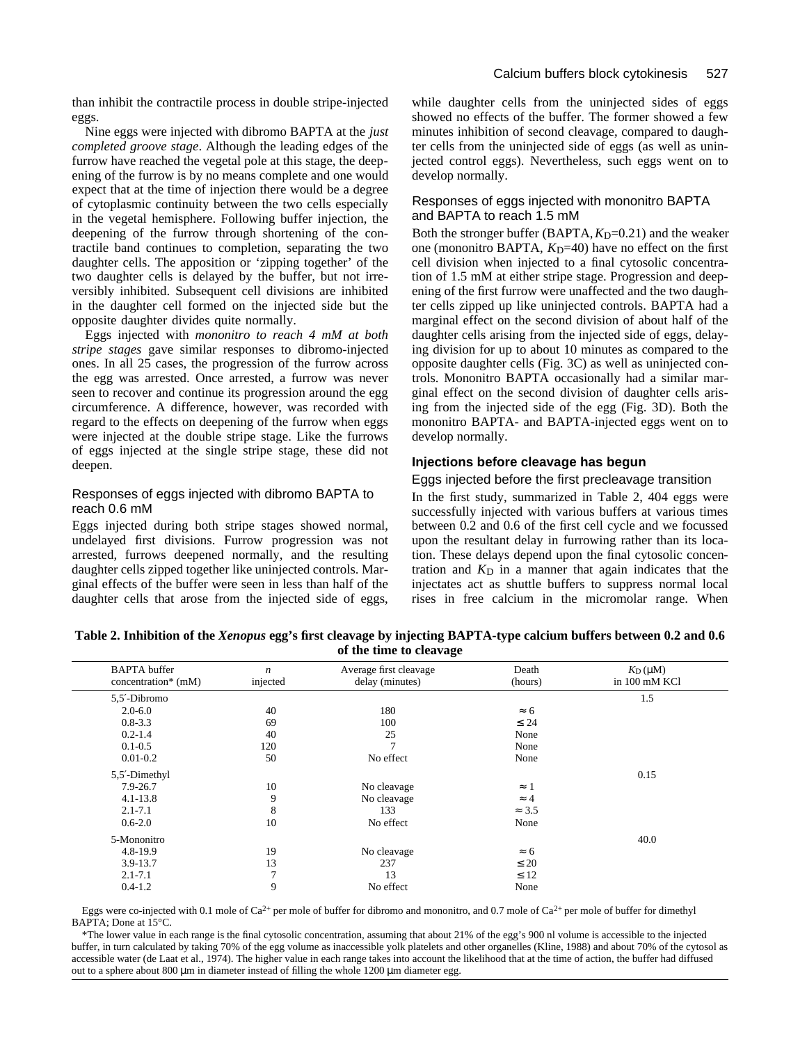than inhibit the contractile process in double stripe-injected eggs.

Nine eggs were injected with dibromo BAPTA at the *just completed groove stage*. Although the leading edges of the furrow have reached the vegetal pole at this stage, the deepening of the furrow is by no means complete and one would expect that at the time of injection there would be a degree of cytoplasmic continuity between the two cells especially in the vegetal hemisphere. Following buffer injection, the deepening of the furrow through shortening of the contractile band continues to completion, separating the two daughter cells. The apposition or 'zipping together' of the two daughter cells is delayed by the buffer, but not irreversibly inhibited. Subsequent cell divisions are inhibited in the daughter cell formed on the injected side but the opposite daughter divides quite normally.

Eggs injected with *mononitro to reach 4 mM at both stripe stages* gave similar responses to dibromo-injected ones. In all 25 cases, the progression of the furrow across the egg was arrested. Once arrested, a furrow was never seen to recover and continue its progression around the egg circumference. A difference, however, was recorded with regard to the effects on deepening of the furrow when eggs were injected at the double stripe stage. Like the furrows of eggs injected at the single stripe stage, these did not deepen.

### Responses of eggs injected with dibromo BAPTA to reach 0.6 mM

Eggs injected during both stripe stages showed normal, undelayed first divisions. Furrow progression was not arrested, furrows deepened normally, and the resulting daughter cells zipped together like uninjected controls. Marginal effects of the buffer were seen in less than half of the daughter cells that arose from the injected side of eggs, while daughter cells from the uninjected sides of eggs showed no effects of the buffer. The former showed a few minutes inhibition of second cleavage, compared to daughter cells from the uninjected side of eggs (as well as uninjected control eggs). Nevertheless, such eggs went on to develop normally.

### Responses of eggs injected with mononitro BAPTA and BAPTA to reach 1.5 mM

Both the stronger buffer (BAPTA, $K_D$=0.21) and the weaker one (mononitro BAPTA, $K_D$=40) have no effect on the first cell division when injected to a final cytosolic concentration of 1.5 mM at either stripe stage. Progression and deepening of the first furrow were unaffected and the two daughter cells zipped up like uninjected controls. BAPTA had a marginal effect on the second division of about half of the daughter cells arising from the injected side of eggs, delaying division for up to about 10 minutes as compared to the opposite daughter cells (Fig. 3C) as well as uninjected controls. Mononitro BAPTA occasionally had a similar marginal effect on the second division of daughter cells arising from the injected side of the egg (Fig. 3D). Both the mononitro BAPTA- and BAPTA-injected eggs went on to develop normally.

## Injections before cleavage has begun

### Eggs injected before the first precleavage transition

In the first study, summarized in Table 2, 404 eggs were successfully injected with various buffers at various times between 0.2 and 0.6 of the first cell cycle and we focussed upon the resultant delay in furrowing rather than its location. These delays depend upon the final cytosolic concentration and $K_D$ in a manner that again indicates that the injectates act as shuttle buffers to suppress normal local rises in free calcium in the micromolar range. When

**Table 2. Inhibition of the *Xenopus* egg's first cleavage by injecting BAPTA-type calcium buffers between 0.2 and 0.6 of the time to cleavage**

| BAPTA buffer concentration* (mM) | *n* injected | Average first cleavage delay (minutes) | Death (hours) | $K_D$ (μM) in 100 mM KCl |
|---|---|---|---|---|
| 5,5′-Dibromo | | | | 1.5 |
| 2.0-6.0 | 40 | 180 | ≈ 6 | |
| 0.8-3.3 | 69 | 100 | ≤ 24 | |
| 0.2-1.4 | 40 | 25 | None | |
| 0.1-0.5 | 120 | 7 | None | |
| 0.01-0.2 | 50 | No effect | None | |
| 5,5′-Dimethyl | | | | 0.15 |
| 7.9-26.7 | 10 | No cleavage | ≈ 1 | |
| 4.1-13.8 | 9 | No cleavage | ≈ 4 | |
| 2.1-7.1 | 8 | 133 | ≈ 3.5 | |
| 0.6-2.0 | 10 | No effect | None | |
| 5-Mononitro | | | | 40.0 |
| 4.8-19.9 | 19 | No cleavage | ≈ 6 | |
| 3.9-13.7 | 13 | 237 | ≤ 20 | |
| 2.1-7.1 | 7 | 13 | ≤ 12 | |
| 0.4-1.2 | 9 | No effect | None | |

Eggs were co-injected with 0.1 mole of $Ca^{2+}$ per mole of buffer for dibromo and mononitro, and 0.7 mole of $Ca^{2+}$ per mole of buffer for dimethyl BAPTA; Done at 15°C.

*The lower value in each range is the final cytosolic concentration, assuming that about 21% of the egg's 900 nl volume is accessible to the injected buffer, in turn calculated by taking 70% of the egg volume as inaccessible yolk platelets and other organelles (Kline, 1988) and about 70% of the cytosol as accessible water (de Laat et al., 1974). The higher value in each range takes into account the likelihood that at the time of action, the buffer had diffused out to a sphere about 800 μm in diameter instead of filling the whole 1200 μm diameter egg.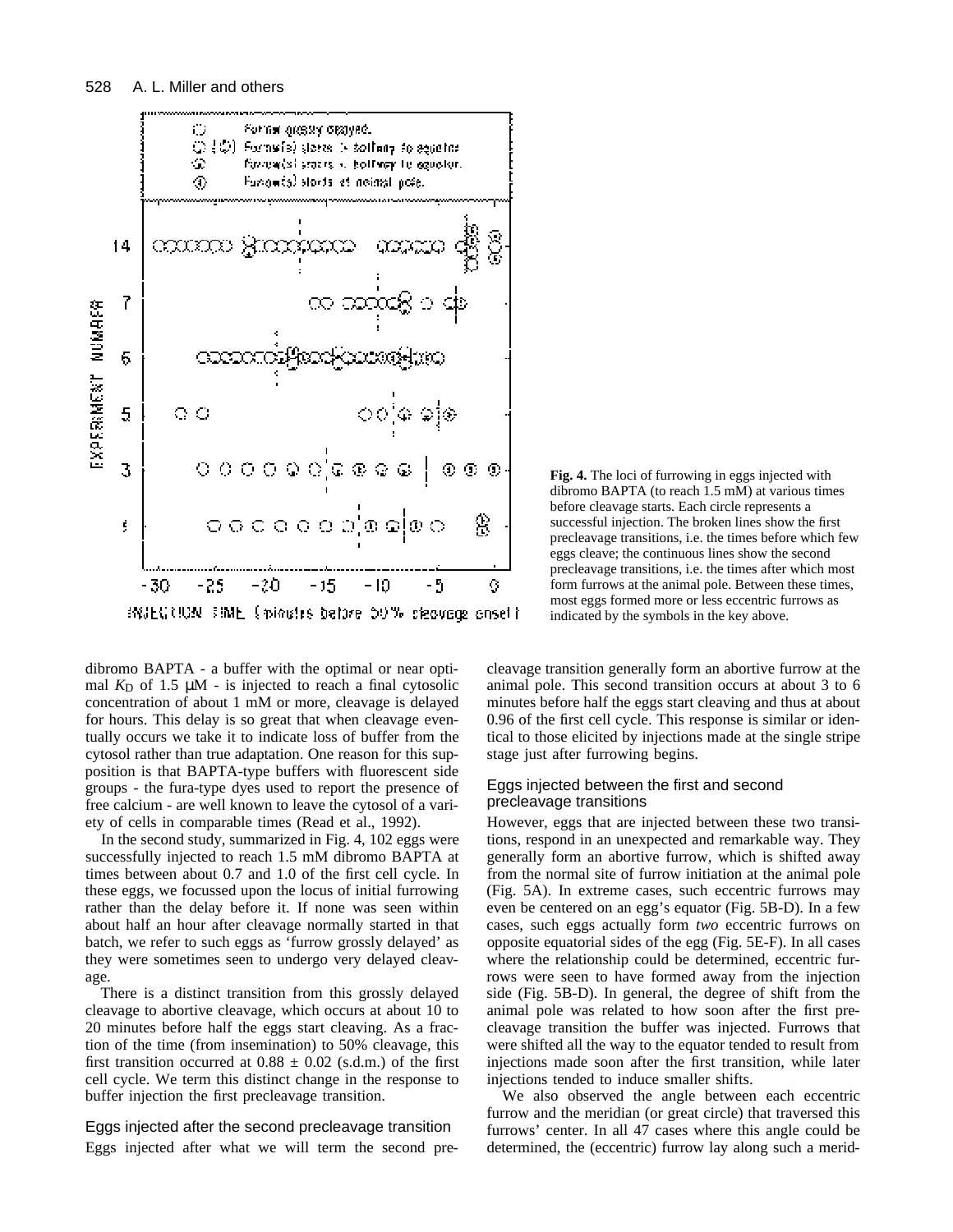**Fig. 4.** The loci of furrowing in eggs injected with dibromo BAPTA (to reach 1.5 mM) at various times before cleavage starts. Each circle represents a successful injection. The broken lines show the first precleavage transitions, i.e. the times before which few eggs cleave; the continuous lines show the second precleavage transitions, i.e. the times after which most form furrows at the animal pole. Between these times, most eggs formed more or less eccentric furrows as indicated by the symbols in the key above.

dibromo BAPTA - a buffer with the optimal or near optimal $K_D$ of 1.5 μM - is injected to reach a final cytosolic concentration of about 1 mM or more, cleavage is delayed for hours. This delay is so great that when cleavage eventually occurs we take it to indicate loss of buffer from the cytosol rather than true adaptation. One reason for this supposition is that BAPTA-type buffers with fluorescent side groups - the fura-type dyes used to report the presence of free calcium - are well known to leave the cytosol of a variety of cells in comparable times (Read et al., 1992).

In the second study, summarized in Fig. 4, 102 eggs were successfully injected to reach 1.5 mM dibromo BAPTA at times between about 0.7 and 1.0 of the first cell cycle. In these eggs, we focussed upon the locus of initial furrowing rather than the delay before it. If none was seen within about half an hour after cleavage normally started in that batch, we refer to such eggs as 'furrow grossly delayed' as they were sometimes seen to undergo very delayed cleavage.

There is a distinct transition from this grossly delayed cleavage to abortive cleavage, which occurs at about 10 to 20 minutes before half the eggs start cleaving. As a fraction of the time (from insemination) to 50% cleavage, this first transition occurred at 0.88 ± 0.02 (s.d.m.) of the first cell cycle. We term this distinct change in the response to buffer injection the first precleavage transition.

### Eggs injected after the second precleavage transition

Eggs injected after what we will term the second precleavage transition generally form an abortive furrow at the animal pole. This second transition occurs at about 3 to 6 minutes before half the eggs start cleaving and thus at about 0.96 of the first cell cycle. This response is similar or identical to those elicited by injections made at the single stripe stage just after furrowing begins.

### Eggs injected between the first and second precleavage transitions

However, eggs that are injected between these two transitions, respond in an unexpected and remarkable way. They generally form an abortive furrow, which is shifted away from the normal site of furrow initiation at the animal pole (Fig. 5A). In extreme cases, such eccentric furrows may even be centered on an egg's equator (Fig. 5B-D). In a few cases, such eggs actually form *two* eccentric furrows on opposite equatorial sides of the egg (Fig. 5E-F). In all cases where the relationship could be determined, eccentric furrows were seen to have formed away from the injection side (Fig. 5B-D). In general, the degree of shift from the animal pole was related to how soon after the first precleavage transition the buffer was injected. Furrows that were shifted all the way to the equator tended to result from injections made soon after the first transition, while later injections tended to induce smaller shifts.

We also observed the angle between each eccentric furrow and the meridian (or great circle) that traversed this furrows' center. In all 47 cases where this angle could be determined, the (eccentric) furrow lay along such a merid-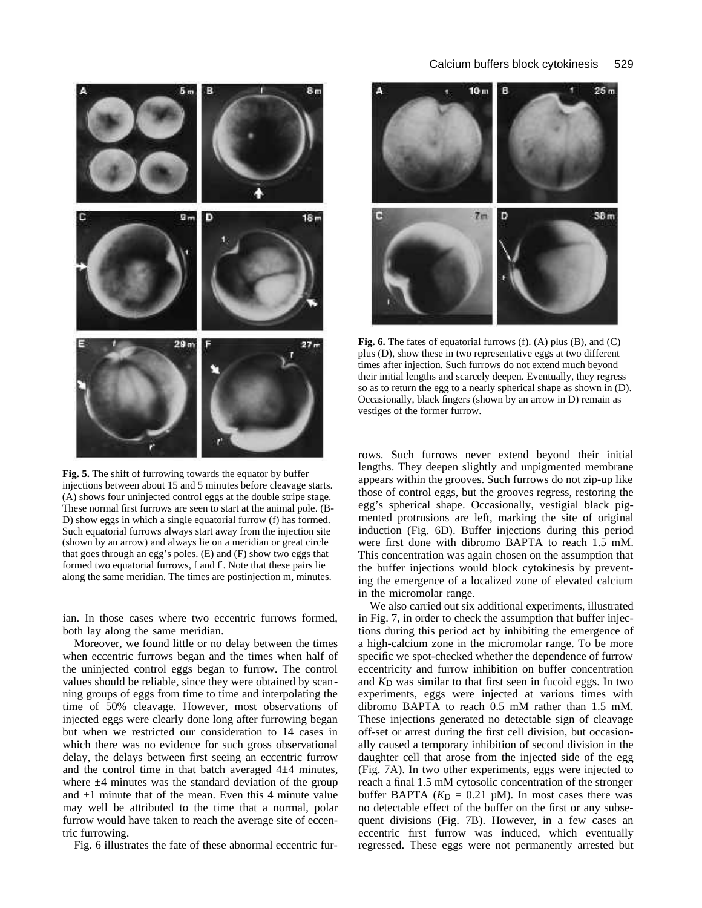**Fig. 5.** The shift of furrowing towards the equator by buffer injections between about 15 and 5 minutes before cleavage starts. (A) shows four uninjected control eggs at the double stripe stage. These normal first furrows are seen to start at the animal pole. (B-D) show eggs in which a single equatorial furrow (f) has formed. Such equatorial furrows always start away from the injection site (shown by an arrow) and always lie on a meridian or great circle that goes through an egg's poles. (E) and (F) show two eggs that formed two equatorial furrows, f and f′. Note that these pairs lie along the same meridian. The times are postinjection m, minutes.

ian. In those cases where two eccentric furrows formed, both lay along the same meridian.

Moreover, we found little or no delay between the times when eccentric furrows began and the times when half of the uninjected control eggs began to furrow. The control values should be reliable, since they were obtained by scanning groups of eggs from time to time and interpolating the time of 50% cleavage. However, most observations of injected eggs were clearly done long after furrowing began but when we restricted our consideration to 14 cases in which there was no evidence for such gross observational delay, the delays between first seeing an eccentric furrow and the control time in that batch averaged 4±4 minutes, where ±4 minutes was the standard deviation of the group and ±1 minute that of the mean. Even this 4 minute value may well be attributed to the time that a normal, polar furrow would have taken to reach the average site of eccentric furrowing.

Fig. 6 illustrates the fate of these abnormal eccentric furrows. Such furrows never extend beyond their initial lengths. They deepen slightly and unpigmented membrane appears within the grooves. Such furrows do not zip-up like those of control eggs, but the grooves regress, restoring the egg's spherical shape. Occasionally, vestigial black pigmented protrusions are left, marking the site of original induction (Fig. 6D). Buffer injections during this period were first done with dibromo BAPTA to reach 1.5 mM. This concentration was again chosen on the assumption that the buffer injections would block cytokinesis by preventing the emergence of a localized zone of elevated calcium in the micromolar range.

**Fig. 6.** The fates of equatorial furrows (f). (A) plus (B), and (C) plus (D), show these in two representative eggs at two different times after injection. Such furrows do not extend much beyond their initial lengths and scarcely deepen. Eventually, they regress so as to return the egg to a nearly spherical shape as shown in (D). Occasionally, black fingers (shown by an arrow in D) remain as vestiges of the former furrow.

We also carried out six additional experiments, illustrated in Fig. 7, in order to check the assumption that buffer injections during this period act by inhibiting the emergence of a high-calcium zone in the micromolar range. To be more specific we spot-checked whether the dependence of furrow eccentricity and furrow inhibition on buffer concentration and $K_D$ was similar to that first seen in fucoid eggs. In two experiments, eggs were injected at various times with dibromo BAPTA to reach 0.5 mM rather than 1.5 mM. These injections generated no detectable sign of cleavage off-set or arrest during the first cell division, but occasionally caused a temporary inhibition of second division in the daughter cell that arose from the injected side of the egg (Fig. 7A). In two other experiments, eggs were injected to reach a final 1.5 mM cytosolic concentration of the stronger buffer BAPTA ($K_D$ = 0.21 μM). In most cases there was no detectable effect of the buffer on the first or any subsequent divisions (Fig. 7B). However, in a few cases an eccentric first furrow was induced, which eventually regressed. These eggs were not permanently arrested but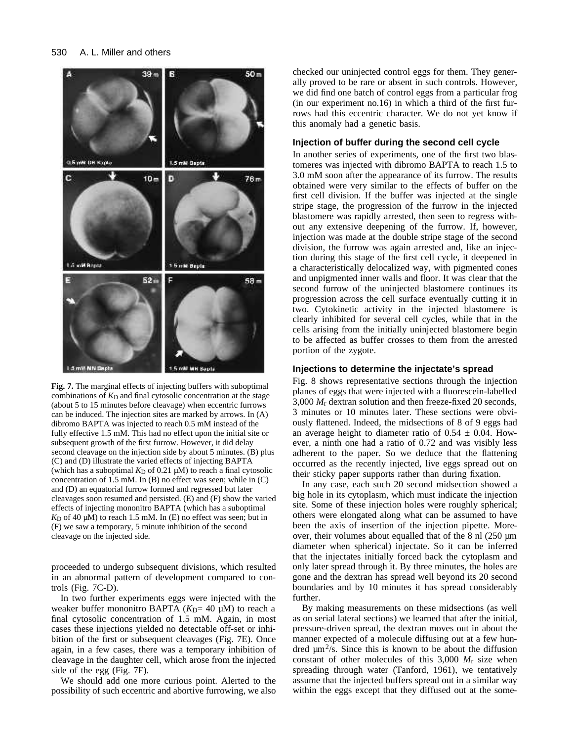**Fig. 7.** The marginal effects of injecting buffers with suboptimal combinations of $K_D$ and final cytosolic concentration at the stage (about 5 to 15 minutes before cleavage) when eccentric furrows can be induced. The injection sites are marked by arrows. In (A) dibromo BAPTA was injected to reach 0.5 mM instead of the fully effective 1.5 mM. This had no effect upon the initial site or subsequent growth of the first furrow. However, it did delay second cleavage on the injection side by about 5 minutes. (B) plus (C) and (D) illustrate the varied effects of injecting BAPTA (which has a suboptimal $K_D$ of 0.21 μM) to reach a final cytosolic concentration of 1.5 mM. In (B) no effect was seen; while in (C) and (D) an equatorial furrow formed and regressed but later cleavages soon resumed and persisted. (E) and (F) show the varied effects of injecting mononitro BAPTA (which has a suboptimal $K_D$ of 40 μM) to reach 1.5 mM. In (E) no effect was seen; but in (F) we saw a temporary, 5 minute inhibition of the second cleavage on the injected side.

proceeded to undergo subsequent divisions, which resulted in an abnormal pattern of development compared to controls (Fig. 7C-D).

In two further experiments eggs were injected with the weaker buffer mononitro BAPTA ($K_D$= 40 μM) to reach a final cytosolic concentration of 1.5 mM. Again, in most cases these injections yielded no detectable off-set or inhibition of the first or subsequent cleavages (Fig. 7E). Once again, in a few cases, there was a temporary inhibition of cleavage in the daughter cell, which arose from the injected side of the egg (Fig. 7F).

We should add one more curious point. Alerted to the possibility of such eccentric and abortive furrowing, we also checked our uninjected control eggs for them. They generally proved to be rare or absent in such controls. However, we did find one batch of control eggs from a particular frog (in our experiment no.16) in which a third of the first furrows had this eccentric character. We do not yet know if this anomaly had a genetic basis.

### Injection of buffer during the second cell cycle

In another series of experiments, one of the first two blastomeres was injected with dibromo BAPTA to reach 1.5 to 3.0 mM soon after the appearance of its furrow. The results obtained were very similar to the effects of buffer on the first cell division. If the buffer was injected at the single stripe stage, the progression of the furrow in the injected blastomere was rapidly arrested, then seen to regress without any extensive deepening of the furrow. If, however, injection was made at the double stripe stage of the second division, the furrow was again arrested and, like an injection during this stage of the first cell cycle, it deepened in a characteristically delocalized way, with pigmented cones and unpigmented inner walls and floor. It was clear that the second furrow of the uninjected blastomere continues its progression across the cell surface eventually cutting it in two. Cytokinetic activity in the injected blastomere is clearly inhibited for several cell cycles, while that in the cells arising from the initially uninjected blastomere begin to be affected as buffer crosses to them from the arrested portion of the zygote.

### Injections to determine the injectate's spread

Fig. 8 shows representative sections through the injection planes of eggs that were injected with a fluorescein-labelled 3,000 $M_r$ dextran solution and then freeze-fixed 20 seconds, 3 minutes or 10 minutes later. These sections were obviously flattened. Indeed, the midsections of 8 of 9 eggs had an average height to diameter ratio of $0.54 \pm 0.04$. However, a ninth one had a ratio of 0.72 and was visibly less adherent to the paper. So we deduce that the flattening occurred as the recently injected, live eggs spread out on their sticky paper supports rather than during fixation.

In any case, each such 20 second midsection showed a big hole in its cytoplasm, which must indicate the injection site. Some of these injection holes were roughly spherical; others were elongated along what can be assumed to have been the axis of insertion of the injection pipette. Moreover, their volumes about equalled that of the 8 nl (250 μm diameter when spherical) injectate. So it can be inferred that the injectates initially forced back the cytoplasm and only later spread through it. By three minutes, the holes are gone and the dextran has spread well beyond its 20 second boundaries and by 10 minutes it has spread considerably further.

By making measurements on these midsections (as well as on serial lateral sections) we learned that after the initial, pressure-driven spread, the dextran moves out in about the manner expected of a molecule diffusing out at a few hundred $\mu m^2$/s. Since this is known to be about the diffusion constant of other molecules of this 3,000 $M_r$ size when spreading through water (Tanford, 1961), we tentatively assume that the injected buffers spread out in a similar way within the eggs except that they diffused out at the some-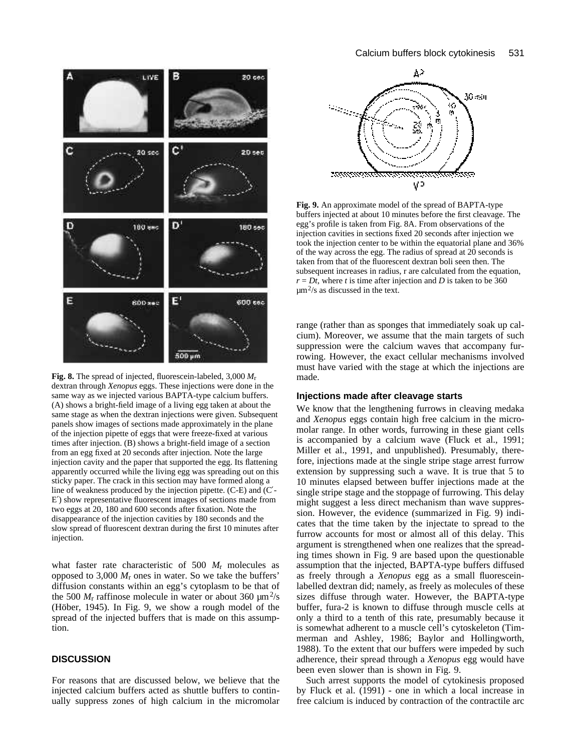**Fig. 8.** The spread of injected, fluorescein-labeled, 3,000 $M_r$ dextran through *Xenopus* eggs. These injections were done in the same way as we injected various BAPTA-type calcium buffers. (A) shows a bright-field image of a living egg taken at about the same stage as when the dextran injections were given. Subsequent panels show images of sections made approximately in the plane of the injection pipette of eggs that were freeze-fixed at various times after injection. (B) shows a bright-field image of a section from an egg fixed at 20 seconds after injection. Note the large injection cavity and the paper that supported the egg. Its flattening apparently occurred while the living egg was spreading out on this sticky paper. The crack in this section may have formed along a line of weakness produced by the injection pipette. (C-E) and (C′-E′) show representative fluorescent images of sections made from two eggs at 20, 180 and 600 seconds after fixation. Note the disappearance of the injection cavities by 180 seconds and the slow spread of fluorescent dextran during the first 10 minutes after injection.

what faster rate characteristic of 500 $M_r$ molecules as opposed to 3,000 $M_r$ ones in water. So we take the buffers' diffusion constants within an egg's cytoplasm to be that of the 500 $M_r$ raffinose molecule in water or about 360 $\mu m^2/s$ (Höber, 1945). In Fig. 9, we show a rough model of the spread of the injected buffers that is made on this assumption.

## DISCUSSION

For reasons that are discussed below, we believe that the injected calcium buffers acted as shuttle buffers to continually suppress zones of high calcium in the micromolar range (rather than as sponges that immediately soak up calcium). Moreover, we assume that the main targets of such suppression were the calcium waves that accompany furrowing. However, the exact cellular mechanisms involved must have varied with the stage at which the injections are made.

**Fig. 9.** An approximate model of the spread of BAPTA-type buffers injected at about 10 minutes before the first cleavage. The egg's profile is taken from Fig. 8A. From observations of the injection cavities in sections fixed 20 seconds after injection we took the injection center to be within the equatorial plane and 36% of the way across the egg. The radius of spread at 20 seconds is taken from that of the fluorescent dextran boli seen then. The subsequent increases in radius, r are calculated from the equation, $r = Dt$, where $t$ is time after injection and $D$ is taken to be 360 $\mu m^2/s$ as discussed in the text.

### Injections made after cleavage starts

We know that the lengthening furrows in cleaving medaka and *Xenopus* eggs contain high free calcium in the micromolar range. In other words, furrowing in these giant cells is accompanied by a calcium wave (Fluck et al., 1991; Miller et al., 1991, and unpublished). Presumably, therefore, injections made at the single stripe stage arrest furrow extension by suppressing such a wave. It is true that 5 to 10 minutes elapsed between buffer injections made at the single stripe stage and the stoppage of furrowing. This delay might suggest a less direct mechanism than wave suppression. However, the evidence (summarized in Fig. 9) indicates that the time taken by the injectate to spread to the furrow accounts for most or almost all of this delay. This argument is strengthened when one realizes that the spreading times shown in Fig. 9 are based upon the questionable assumption that the injected, BAPTA-type buffers diffused as freely through a *Xenopus* egg as a small fluorescein-labelled dextran did; namely, as freely as molecules of these sizes diffuse through water. However, the BAPTA-type buffer, fura-2 is known to diffuse through muscle cells at only a third to a tenth of this rate, presumably because it is somewhat adherent to a muscle cell's cytoskeleton (Timmerman and Ashley, 1986; Baylor and Hollingworth, 1988). To the extent that our buffers were impeded by such adherence, their spread through a *Xenopus* egg would have been even slower than is shown in Fig. 9.

Such arrest supports the model of cytokinesis proposed by Fluck et al. (1991) - one in which a local increase in free calcium is induced by contraction of the contractile arc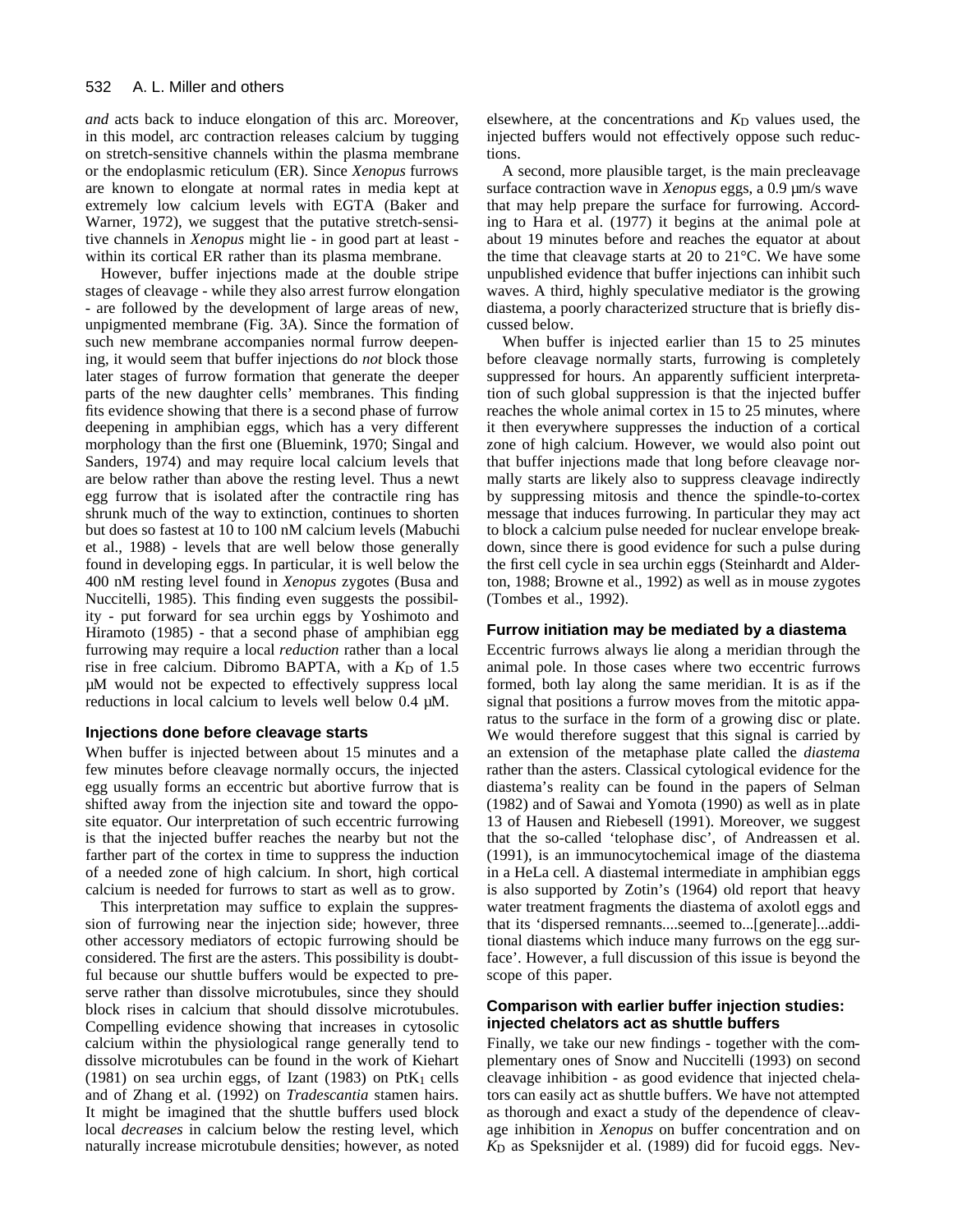*and* acts back to induce elongation of this arc. Moreover, in this model, arc contraction releases calcium by tugging on stretch-sensitive channels within the plasma membrane or the endoplasmic reticulum (ER). Since *Xenopus* furrows are known to elongate at normal rates in media kept at extremely low calcium levels with EGTA (Baker and Warner, 1972), we suggest that the putative stretch-sensitive channels in *Xenopus* might lie - in good part at least - within its cortical ER rather than its plasma membrane.

However, buffer injections made at the double stripe stages of cleavage - while they also arrest furrow elongation - are followed by the development of large areas of new, unpigmented membrane (Fig. 3A). Since the formation of such new membrane accompanies normal furrow deepening, it would seem that buffer injections do *not* block those later stages of furrow formation that generate the deeper parts of the new daughter cells' membranes. This finding fits evidence showing that there is a second phase of furrow deepening in amphibian eggs, which has a very different morphology than the first one (Bluemink, 1970; Singal and Sanders, 1974) and may require local calcium levels that are below rather than above the resting level. Thus a newt egg furrow that is isolated after the contractile ring has shrunk much of the way to extinction, continues to shorten but does so fastest at 10 to 100 nM calcium levels (Mabuchi et al., 1988) - levels that are well below those generally found in developing eggs. In particular, it is well below the 400 nM resting level found in *Xenopus* zygotes (Busa and Nuccitelli, 1985). This finding even suggests the possibility - put forward for sea urchin eggs by Yoshimoto and Hiramoto (1985) - that a second phase of amphibian egg furrowing may require a local *reduction* rather than a local rise in free calcium. Dibromo BAPTA, with a $K_D$ of 1.5 μM would not be expected to effectively suppress local reductions in local calcium to levels well below 0.4 μM.

### Injections done before cleavage starts

When buffer is injected between about 15 minutes and a few minutes before cleavage normally occurs, the injected egg usually forms an eccentric but abortive furrow that is shifted away from the injection site and toward the opposite equator. Our interpretation of such eccentric furrowing is that the injected buffer reaches the nearby but not the farther part of the cortex in time to suppress the induction of a needed zone of high calcium. In short, high cortical calcium is needed for furrows to start as well as to grow.

This interpretation may suffice to explain the suppression of furrowing near the injection side; however, three other accessory mediators of ectopic furrowing should be considered. The first are the asters. This possibility is doubtful because our shuttle buffers would be expected to preserve rather than dissolve microtubules, since they should block rises in calcium that should dissolve microtubules. Compelling evidence showing that increases in cytosolic calcium within the physiological range generally tend to dissolve microtubules can be found in the work of Kiehart (1981) on sea urchin eggs, of Izant (1983) on $PtK_1$ cells and of Zhang et al. (1992) on *Tradescantia* stamen hairs. It might be imagined that the shuttle buffers used block local *decreases* in calcium below the resting level, which naturally increase microtubule densities; however, as noted elsewhere, at the concentrations and $K_D$ values used, the injected buffers would not effectively oppose such reductions.

A second, more plausible target, is the main precleavage surface contraction wave in *Xenopus* eggs, a 0.9 μm/s wave that may help prepare the surface for furrowing. According to Hara et al. (1977) it begins at the animal pole at about 19 minutes before and reaches the equator at about the time that cleavage starts at 20 to 21°C. We have some unpublished evidence that buffer injections can inhibit such waves. A third, highly speculative mediator is the growing diastema, a poorly characterized structure that is briefly discussed below.

When buffer is injected earlier than 15 to 25 minutes before cleavage normally starts, furrowing is completely suppressed for hours. An apparently sufficient interpretation of such global suppression is that the injected buffer reaches the whole animal cortex in 15 to 25 minutes, where it then everywhere suppresses the induction of a cortical zone of high calcium. However, we would also point out that buffer injections made that long before cleavage normally starts are likely also to suppress cleavage indirectly by suppressing mitosis and thence the spindle-to-cortex message that induces furrowing. In particular they may act to block a calcium pulse needed for nuclear envelope breakdown, since there is good evidence for such a pulse during the first cell cycle in sea urchin eggs (Steinhardt and Alderton, 1988; Browne et al., 1992) as well as in mouse zygotes (Tombes et al., 1992).

### Furrow initiation may be mediated by a diastema

Eccentric furrows always lie along a meridian through the animal pole. In those cases where two eccentric furrows formed, both lay along the same meridian. It is as if the signal that positions a furrow moves from the mitotic apparatus to the surface in the form of a growing disc or plate. We would therefore suggest that this signal is carried by an extension of the metaphase plate called the *diastema* rather than the asters. Classical cytological evidence for the diastema's reality can be found in the papers of Selman (1982) and of Sawai and Yomota (1990) as well as in plate 13 of Hausen and Riebesell (1991). Moreover, we suggest that the so-called 'telophase disc', of Andreassen et al. (1991), is an immunocytochemical image of the diastema in a HeLa cell. A diastemal intermediate in amphibian eggs is also supported by Zotin's (1964) old report that heavy water treatment fragments the diastema of axolotl eggs and that its 'dispersed remnants....seemed to...[generate]...additional diastems which induce many furrows on the egg surface'. However, a full discussion of this issue is beyond the scope of this paper.

### Comparison with earlier buffer injection studies: injected chelators act as shuttle buffers

Finally, we take our new findings - together with the complementary ones of Snow and Nuccitelli (1993) on second cleavage inhibition - as good evidence that injected chelators can easily act as shuttle buffers. We have not attempted as thorough and exact a study of the dependence of cleavage inhibition in *Xenopus* on buffer concentration and on $K_D$ as Speksnijder et al. (1989) did for fucoid eggs. Nev-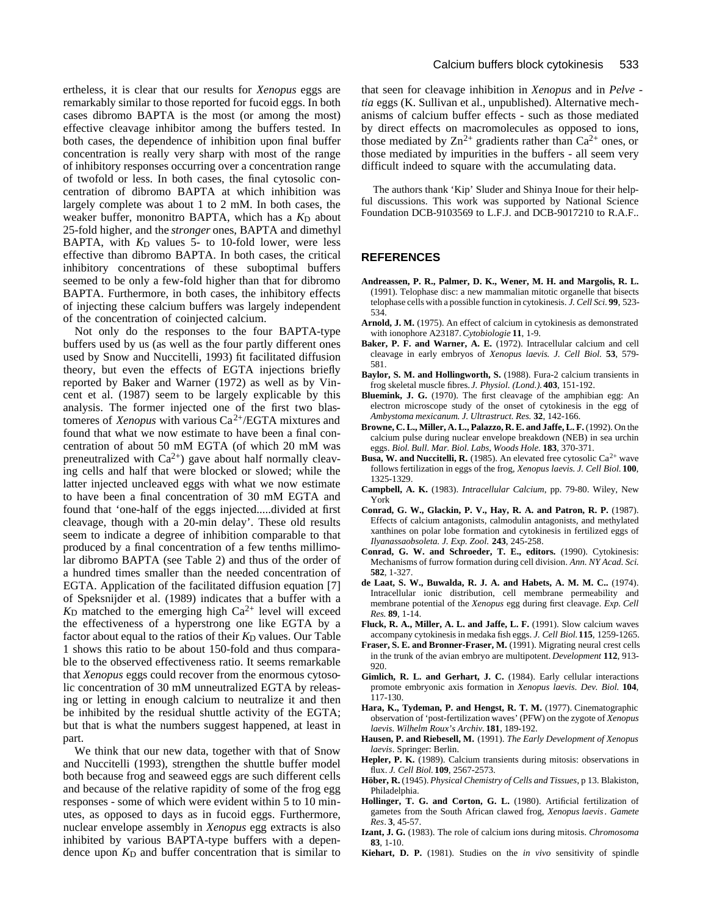ertheless, it is clear that our results for *Xenopus* eggs are remarkably similar to those reported for fucoid eggs. In both cases dibromo BAPTA is the most (or among the most) effective cleavage inhibitor among the buffers tested. In both cases, the dependence of inhibition upon final buffer concentration is really very sharp with most of the range of inhibitory responses occurring over a concentration range of twofold or less. In both cases, the final cytosolic concentration of dibromo BAPTA at which inhibition was largely complete was about 1 to 2 mM. In both cases, the weaker buffer, mononitro BAPTA, which has a $K_D$ about 25-fold higher, and the *stronger* ones, BAPTA and dimethyl BAPTA, with $K_D$ values 5- to 10-fold lower, were less effective than dibromo BAPTA. In both cases, the critical inhibitory concentrations of these suboptimal buffers seemed to be only a few-fold higher than that for dibromo BAPTA. Furthermore, in both cases, the inhibitory effects of injecting these calcium buffers was largely independent of the concentration of coinjected calcium.

Not only do the responses to the four BAPTA-type buffers used by us (as well as the four partly different ones used by Snow and Nuccitelli, 1993) fit facilitated diffusion theory, but even the effects of EGTA injections briefly reported by Baker and Warner (1972) as well as by Vincent et al. (1987) seem to be largely explicable by this analysis. The former injected one of the first two blastomeres of *Xenopus* with various $Ca^{2+}$/EGTA mixtures and found that what we now estimate to have been a final concentration of about 50 mM EGTA (of which 20 mM was preneutralized with $Ca^{2+}$) gave about half normally cleaving cells and half that were blocked or slowed; while the latter injected uncleaved eggs with what we now estimate to have been a final concentration of 30 mM EGTA and found that 'one-half of the eggs injected.....divided at first cleavage, though with a 20-min delay'. These old results seem to indicate a degree of inhibition comparable to that produced by a final concentration of a few tenths millimolar dibromo BAPTA (see Table 2) and thus of the order of a hundred times smaller than the needed concentration of EGTA. Application of the facilitated diffusion equation [7] of Speksnijder et al. (1989) indicates that a buffer with a $K_D$ matched to the emerging high $Ca^{2+}$ level will exceed the effectiveness of a hyperstrong one like EGTA by a factor about equal to the ratios of their $K_D$ values. Our Table 1 shows this ratio to be about 150-fold and thus comparable to the observed effectiveness ratio. It seems remarkable that *Xenopus* eggs could recover from the enormous cytosolic concentration of 30 mM unneutralized EGTA by releasing or letting in enough calcium to neutralize it and then be inhibited by the residual shuttle activity of the EGTA; but that is what the numbers suggest happened, at least in part.

We think that our new data, together with that of Snow and Nuccitelli (1993), strengthen the shuttle buffer model both because frog and seaweed eggs are such different cells and because of the relative rapidity of some of the frog egg responses - some of which were evident within 5 to 10 minutes, as opposed to days as in fucoid eggs. Furthermore, nuclear envelope assembly in *Xenopus* egg extracts is also inhibited by various BAPTA-type buffers with a dependence upon $K_D$ and buffer concentration that is similar to that seen for cleavage inhibition in *Xenopus* and in *Pelvetia* eggs (K. Sullivan et al., unpublished). Alternative mechanisms of calcium buffer effects - such as those mediated by direct effects on macromolecules as opposed to ions, those mediated by $Zn^{2+}$ gradients rather than $Ca^{2+}$ ones, or those mediated by impurities in the buffers - all seem very difficult indeed to square with the accumulating data.

The authors thank 'Kip' Sluder and Shinya Inoue for their helpful discussions. This work was supported by National Science Foundation DCB-9103569 to L.F.J. and DCB-9017210 to R.A.F..

## REFERENCES

**Andreassen, P. R., Palmer, D. K., Wener, M. H. and Margolis, R. L.** (1991). Telophase disc: a new mammalian mitotic organelle that bisects telophase cells with a possible function in cytokinesis. *J. Cell Sci.* **99**, 523-534.

**Arnold, J. M.** (1975). An effect of calcium in cytokinesis as demonstrated with ionophore A23187. *Cytobiologie* **11**, 1-9.

**Baker, P. F. and Warner, A. E.** (1972). Intracellular calcium and cell cleavage in early embryos of *Xenopus laevis. J. Cell Biol.* **53**, 579-581.

**Baylor, S. M. and Hollingworth, S.** (1988). Fura-2 calcium transients in frog skeletal muscle fibres. *J. Physiol. (Lond.).* **403**, 151-192.

**Bluemink, J. G.** (1970). The first cleavage of the amphibian egg: An electron microscope study of the onset of cytokinesis in the egg of *Ambystoma mexicanum. J. Ultrastruct. Res.* **32**, 142-166.

**Browne, C. L., Miller, A. L., Palazzo, R. E. and Jaffe, L. F.** (1992). On the calcium pulse during nuclear envelope breakdown (NEB) in sea urchin eggs. *Biol. Bull. Mar. Biol. Labs, Woods Hole.* **183**, 370-371.

**Busa, W. and Nuccitelli, R.** (1985). An elevated free cytosolic $Ca^{2+}$ wave follows fertilization in eggs of the frog, *Xenopus laevis. J. Cell Biol.* **100**, 1325-1329.

**Campbell, A. K.** (1983). *Intracellular Calcium*, pp. 79-80. Wiley, New York

**Conrad, G. W., Glackin, P. V., Hay, R. A. and Patron, R. P.** (1987). Effects of calcium antagonists, calmodulin antagonists, and methylated xanthines on polar lobe formation and cytokinesis in fertilized eggs of *Ilyanassaobsoleta. J. Exp. Zool.* **243**, 245-258.

**Conrad, G. W. and Schroeder, T. E., editors.** (1990). Cytokinesis: Mechanisms of furrow formation during cell division. *Ann. NY Acad. Sci.* **582**, 1-327.

**de Laat, S. W., Buwalda, R. J. A. and Habets, A. M. M. C..** (1974). Intracellular ionic distribution, cell membrane permeability and membrane potential of the *Xenopus* egg during first cleavage. *Exp. Cell Res.* **89**, 1-14.

**Fluck, R. A., Miller, A. L. and Jaffe, L. F.** (1991). Slow calcium waves accompany cytokinesis in medaka fish eggs. *J. Cell Biol.* **115**, 1259-1265.

**Fraser, S. E. and Bronner-Fraser, M.** (1991). Migrating neural crest cells in the trunk of the avian embryo are multipotent. *Development* **112**, 913-920.

**Gimlich, R. L. and Gerhart, J. C.** (1984). Early cellular interactions promote embryonic axis formation in *Xenopus laevis. Dev. Biol.* **104**, 117-130.

**Hara, K., Tydeman, P. and Hengst, R. T. M.** (1977). Cinematographic observation of 'post-fertilization waves' (PFW) on the zygote of *Xenopus laevis. Wilhelm Roux's Archiv.* **181**, 189-192.

**Hausen, P. and Riebesell, M.** (1991). *The Early Development of Xenopus laevis*. Springer: Berlin.

**Hepler, P. K.** (1989). Calcium transients during mitosis: observations in flux. *J. Cell Biol.* **109**, 2567-2573.

**Höber, R.** (1945). *Physical Chemistry of Cells and Tissues*, p 13. Blakiston, Philadelphia.

**Hollinger, T. G. and Corton, G. L.** (1980). Artificial fertilization of gametes from the South African clawed frog, *Xenopus laevis*. *Gamete Res*. **3**, 45-57.

**Izant, J. G.** (1983). The role of calcium ions during mitosis. *Chromosoma* **83**, 1-10.

**Kiehart, D. P.** (1981). Studies on the *in vivo* sensitivity of spindle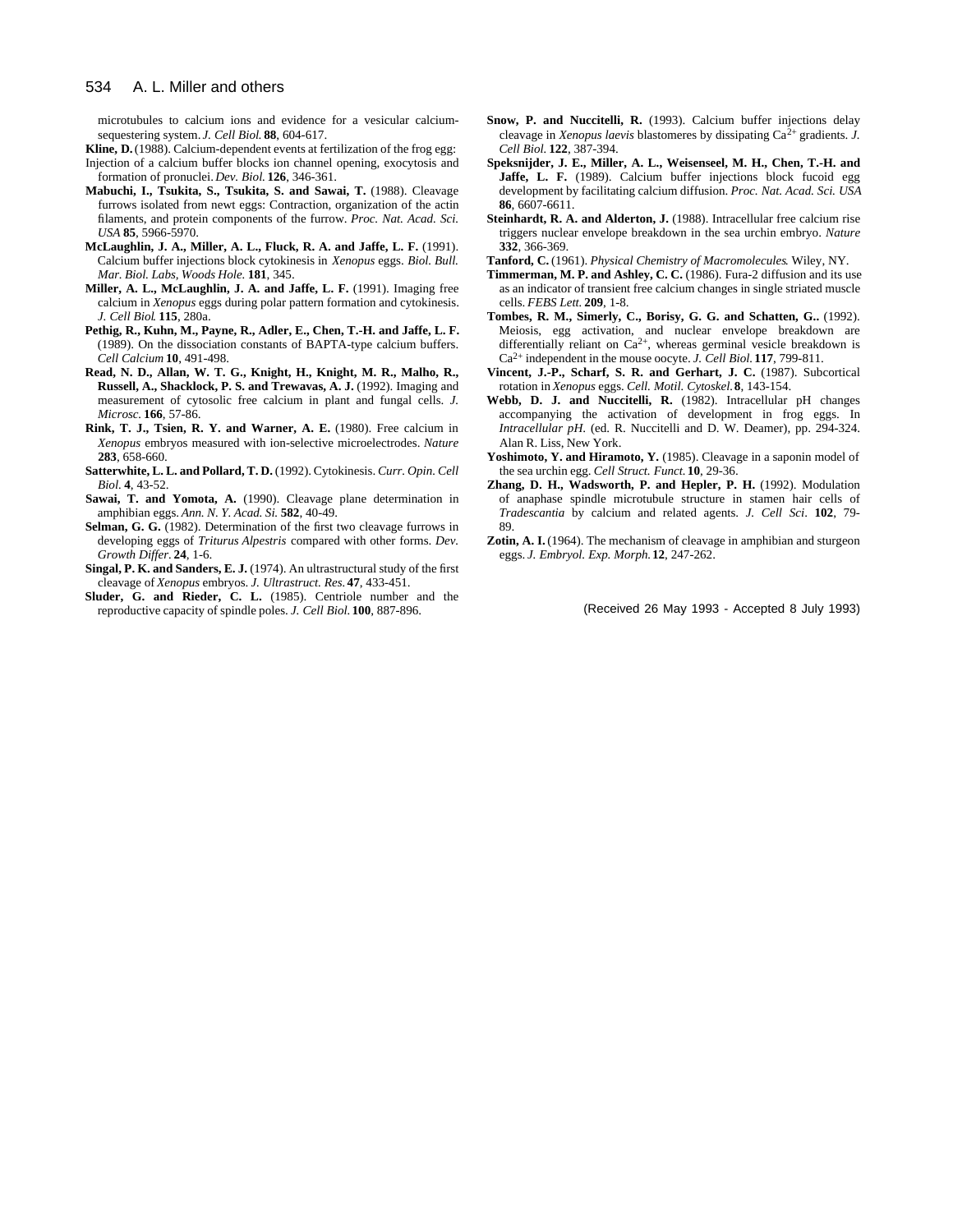microtubules to calcium ions and evidence for a vesicular calcium-sequestering system. *J. Cell Biol.* **88**, 604-617.

**Kline, D.** (1988). Calcium-dependent events at fertilization of the frog egg: Injection of a calcium buffer blocks ion channel opening, exocytosis and formation of pronuclei. *Dev. Biol.* **126**, 346-361.

**Mabuchi, I., Tsukita, S., Tsukita, S. and Sawai, T.** (1988). Cleavage furrows isolated from newt eggs: Contraction, organization of the actin filaments, and protein components of the furrow. *Proc. Nat. Acad. Sci. USA* **85**, 5966-5970.

**McLaughlin, J. A., Miller, A. L., Fluck, R. A. and Jaffe, L. F.** (1991). Calcium buffer injections block cytokinesis in *Xenopus* eggs. *Biol. Bull. Mar. Biol. Labs, Woods Hole.* **181**, 345.

**Miller, A. L., McLaughlin, J. A. and Jaffe, L. F.** (1991). Imaging free calcium in *Xenopus* eggs during polar pattern formation and cytokinesis. *J. Cell Biol.* **115**, 280a.

**Pethig, R., Kuhn, M., Payne, R., Adler, E., Chen, T.-H. and Jaffe, L. F.** (1989). On the dissociation constants of BAPTA-type calcium buffers. *Cell Calcium* **10**, 491-498.

**Read, N. D., Allan, W. T. G., Knight, H., Knight, M. R., Malho, R., Russell, A., Shacklock, P. S. and Trewavas, A. J.** (1992). Imaging and measurement of cytosolic free calcium in plant and fungal cells. *J. Microsc.* **166**, 57-86.

**Rink, T. J., Tsien, R. Y. and Warner, A. E.** (1980). Free calcium in *Xenopus* embryos measured with ion-selective microelectrodes. *Nature* **283**, 658-660.

**Satterwhite, L. L. and Pollard, T. D.** (1992). Cytokinesis. *Curr. Opin. Cell Biol.* **4**, 43-52.

**Sawai, T. and Yomota, A.** (1990). Cleavage plane determination in amphibian eggs. *Ann. N. Y. Acad. Si.* **582**, 40-49.

**Selman, G. G.** (1982). Determination of the first two cleavage furrows in developing eggs of *Triturus Alpestris* compared with other forms. *Dev. Growth Differ.* **24**, 1-6.

**Singal, P. K. and Sanders, E. J.** (1974). An ultrastructural study of the first cleavage of *Xenopus* embryos. *J. Ultrastruct. Res.* **47**, 433-451.

**Sluder, G. and Rieder, C. L.** (1985). Centriole number and the reproductive capacity of spindle poles. *J. Cell Biol.* **100**, 887-896.

**Snow, P. and Nuccitelli, R.** (1993). Calcium buffer injections delay cleavage in *Xenopus laevis* blastomeres by dissipating $Ca^{2+}$ gradients. *J. Cell Biol.* **122**, 387-394.

**Speksnijder, J. E., Miller, A. L., Weisenseel, M. H., Chen, T.-H. and Jaffe, L. F.** (1989). Calcium buffer injections block fucoid egg development by facilitating calcium diffusion. *Proc. Nat. Acad. Sci. USA* **86**, 6607-6611.

**Steinhardt, R. A. and Alderton, J.** (1988). Intracellular free calcium rise triggers nuclear envelope breakdown in the sea urchin embryo. *Nature* **332**, 366-369.

**Tanford, C.** (1961). *Physical Chemistry of Macromolecules*. Wiley, NY.

**Timmerman, M. P. and Ashley, C. C.** (1986). Fura-2 diffusion and its use as an indicator of transient free calcium changes in single striated muscle cells. *FEBS Lett.* **209**, 1-8.

**Tombes, R. M., Simerly, C., Borisy, G. G. and Schatten, G..** (1992). Meiosis, egg activation, and nuclear envelope breakdown are differentially reliant on $Ca^{2+}$, whereas germinal vesicle breakdown is $Ca^{2+}$ independent in the mouse oocyte. *J. Cell Biol.* **117**, 799-811.

**Vincent, J.-P., Scharf, S. R. and Gerhart, J. C.** (1987). Subcortical rotation in *Xenopus* eggs. *Cell. Motil. Cytoskel.* **8**, 143-154.

**Webb, D. J. and Nuccitelli, R.** (1982). Intracellular pH changes accompanying the activation of development in frog eggs. In *Intracellular pH*. (ed. R. Nuccitelli and D. W. Deamer), pp. 294-324. Alan R. Liss, New York.

**Yoshimoto, Y. and Hiramoto, Y.** (1985). Cleavage in a saponin model of the sea urchin egg. *Cell Struct. Funct.* **10**, 29-36.

**Zhang, D. H., Wadsworth, P. and Hepler, P. H.** (1992). Modulation of anaphase spindle microtubule structure in stamen hair cells of *Tradescantia* by calcium and related agents. *J. Cell Sci*. **102**, 79-89.

**Zotin, A. I.** (1964). The mechanism of cleavage in amphibian and sturgeon eggs. *J. Embryol. Exp. Morph.* **12**, 247-262.

(Received 26 May 1993 - Accepted 8 July 1993)